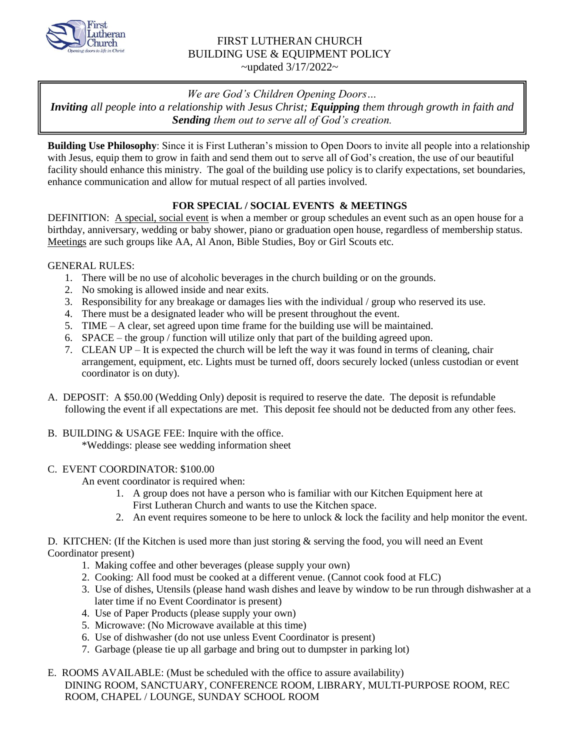# FIRST LUTHERAN CHURCH
## BUILDING USE & EQUIPMENT POLICY
~updated 3/17/2022~

*We are God's Children Opening Doors…*
***Inviting*** *all people into a relationship with Jesus Christ;* ***Equipping*** *them through growth in faith and* ***Sending*** *them out to serve all of God's creation.*

**Building Use Philosophy**: Since it is First Lutheran's mission to Open Doors to invite all people into a relationship with Jesus, equip them to grow in faith and send them out to serve all of God's creation, the use of our beautiful facility should enhance this ministry. The goal of the building use policy is to clarify expectations, set boundaries, enhance communication and allow for mutual respect of all parties involved.

### FOR SPECIAL / SOCIAL EVENTS & MEETINGS

DEFINITION: A special, social event is when a member or group schedules an event such as an open house for a birthday, anniversary, wedding or baby shower, piano or graduation open house, regardless of membership status. Meetings are such groups like AA, Al Anon, Bible Studies, Boy or Girl Scouts etc.

GENERAL RULES:

1. There will be no use of alcoholic beverages in the church building or on the grounds.
2. No smoking is allowed inside and near exits.
3. Responsibility for any breakage or damages lies with the individual / group who reserved its use.
4. There must be a designated leader who will be present throughout the event.
5. TIME – A clear, set agreed upon time frame for the building use will be maintained.
6. SPACE – the group / function will utilize only that part of the building agreed upon.
7. CLEAN UP – It is expected the church will be left the way it was found in terms of cleaning, chair arrangement, equipment, etc. Lights must be turned off, doors securely locked (unless custodian or event coordinator is on duty).

A. DEPOSIT: A $50.00 (Wedding Only) deposit is required to reserve the date. The deposit is refundable following the event if all expectations are met. This deposit fee should not be deducted from any other fees.

B. BUILDING & USAGE FEE: Inquire with the office.
*Weddings: please see wedding information sheet

C. EVENT COORDINATOR: $100.00
An event coordinator is required when:
1. A group does not have a person who is familiar with our Kitchen Equipment here at First Lutheran Church and wants to use the Kitchen space.
2. An event requires someone to be here to unlock & lock the facility and help monitor the event.

D. KITCHEN: (If the Kitchen is used more than just storing & serving the food, you will need an Event Coordinator present)
1. Making coffee and other beverages (please supply your own)
2. Cooking: All food must be cooked at a different venue. (Cannot cook food at FLC)
3. Use of dishes, Utensils (please hand wash dishes and leave by window to be run through dishwasher at a later time if no Event Coordinator is present)
4. Use of Paper Products (please supply your own)
5. Microwave: (No Microwave available at this time)
6. Use of dishwasher (do not use unless Event Coordinator is present)
7. Garbage (please tie up all garbage and bring out to dumpster in parking lot)

E. ROOMS AVAILABLE: (Must be scheduled with the office to assure availability)
DINING ROOM, SANCTUARY, CONFERENCE ROOM, LIBRARY, MULTI-PURPOSE ROOM, REC ROOM, CHAPEL / LOUNGE, SUNDAY SCHOOL ROOM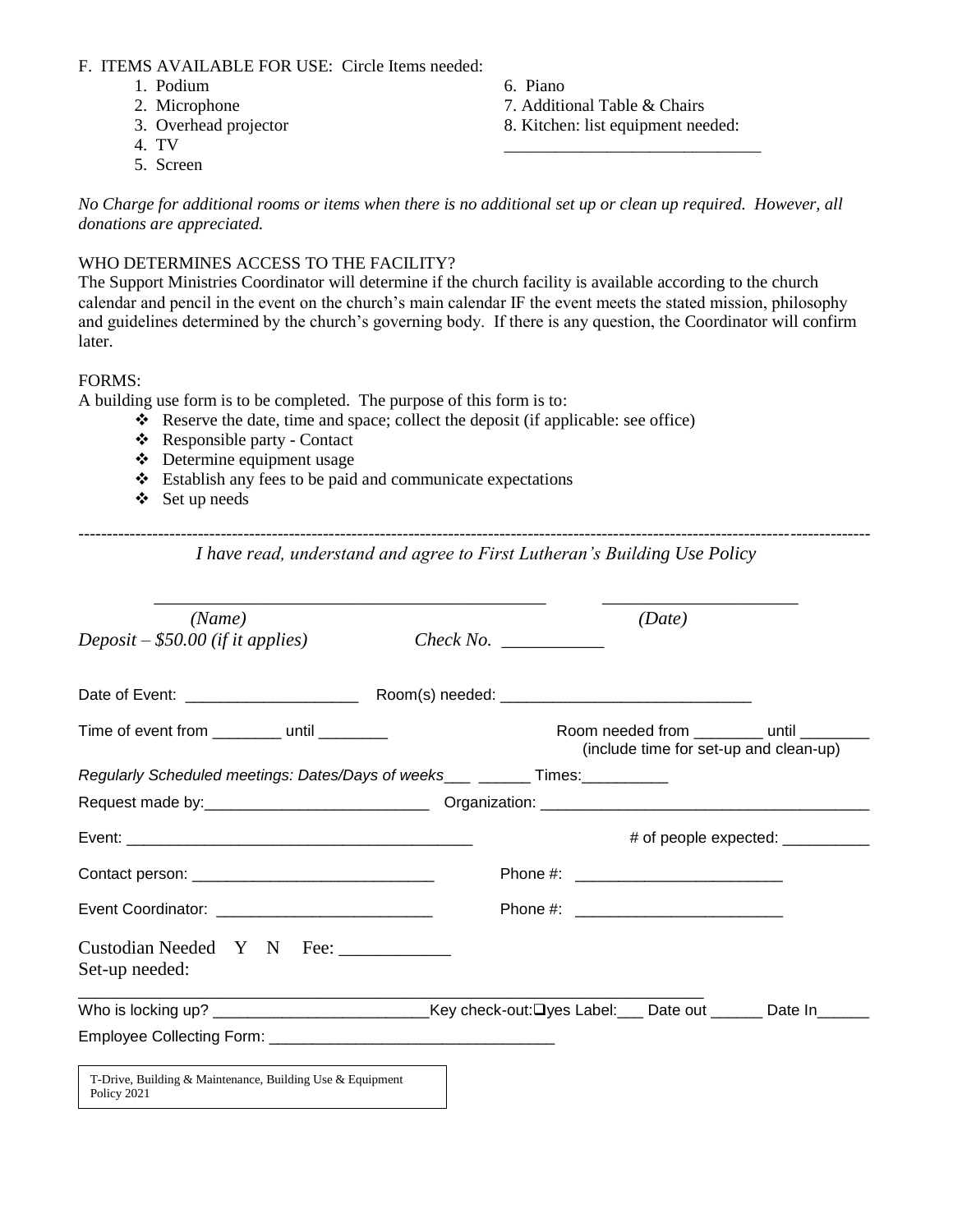F. ITEMS AVAILABLE FOR USE: Circle Items needed:

1. Podium
2. Microphone
3. Overhead projector
4. TV
5. Screen
6. Piano
7. Additional Table & Chairs
8. Kitchen: list equipment needed: ______________________________

*No Charge for additional rooms or items when there is no additional set up or clean up required. However, all donations are appreciated.*

WHO DETERMINES ACCESS TO THE FACILITY?

The Support Ministries Coordinator will determine if the church facility is available according to the church calendar and pencil in the event on the church's main calendar IF the event meets the stated mission, philosophy and guidelines determined by the church's governing body. If there is any question, the Coordinator will confirm later.

FORMS:

A building use form is to be completed. The purpose of this form is to:

- Reserve the date, time and space; collect the deposit (if applicable: see office)
- Responsible party - Contact
- Determine equipment usage
- Establish any fees to be paid and communicate expectations
- Set up needs

---

*I have read, understand and agree to First Lutheran's Building Use Policy*

_____________________________________________ ______________________

*(Name)* *(Date)*

*Deposit – $50.00 (if it applies)* *Check No.* ___________

Date of Event: ____________________ Room(s) needed: _____________________________

Time of event from ________ until ________ Room needed from ________ until ________ (include time for set-up and clean-up)

*Regularly Scheduled meetings: Dates/Days of weeks___ ______ Times:__________*

Request made by:__________________________ Organization: _______________________________________

Event: _________________________________________ # of people expected: __________

Contact person: ____________________________ Phone #: ________________________

Event Coordinator: _________________________ Phone #: ________________________

Custodian Needed Y N Fee: ____________

Set-up needed:

_____________________________________________________________________________

Who is locking up? _________________________Key check-out:❑yes Label:___ Date out ______ Date In______

Employee Collecting Form: ________________________________

T-Drive, Building & Maintenance, Building Use & Equipment Policy 2021